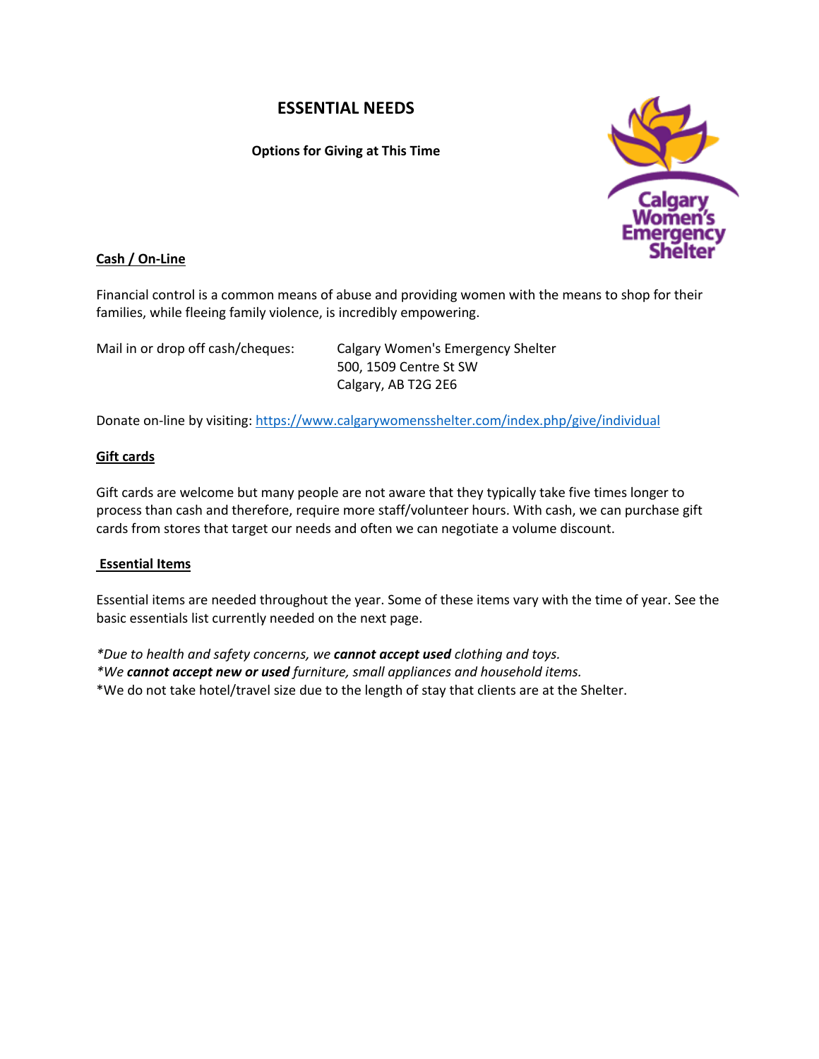# ESSENTIAL NEEDS

**Options for Giving at This Time**

Calgary Women's Emergency Shelter

**Cash / On-Line**

Financial control is a common means of abuse and providing women with the means to shop for their families, while fleeing family violence, is incredibly empowering.

| | |
|---|---|
| Mail in or drop off cash/cheques: | Calgary Women's Emergency Shelter<br>500, 1509 Centre St SW<br>Calgary, AB T2G 2E6 |

Donate on-line by visiting: https://www.calgarywomensshelter.com/index.php/give/individual

**Gift cards**

Gift cards are welcome but many people are not aware that they typically take five times longer to process than cash and therefore, require more staff/volunteer hours. With cash, we can purchase gift cards from stores that target our needs and often we can negotiate a volume discount.

**Essential Items**

Essential items are needed throughout the year. Some of these items vary with the time of year. See the basic essentials list currently needed on the next page.

**Due to health and safety concerns, we* ***cannot accept used*** *clothing and toys.*
**We* ***cannot accept new or used*** *furniture, small appliances and household items.*
*We do not take hotel/travel size due to the length of stay that clients are at the Shelter.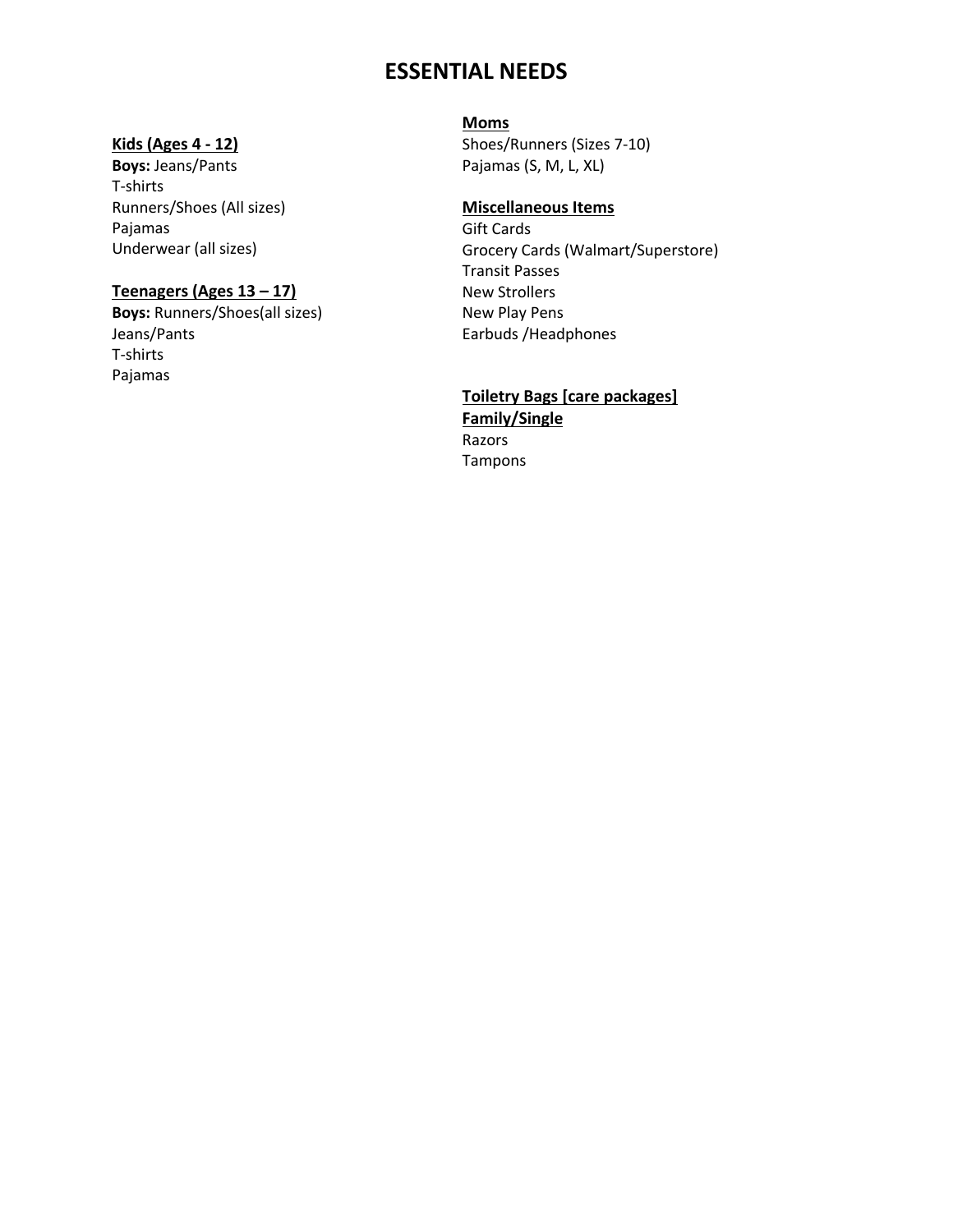# ESSENTIAL NEEDS

**Kids (Ages 4 - 12)**

**Boys:** Jeans/Pants
T-shirts
Runners/Shoes (All sizes)
Pajamas
Underwear (all sizes)

**Teenagers (Ages 13 – 17)**

**Boys:** Runners/Shoes(all sizes)
Jeans/Pants
T-shirts
Pajamas

**Moms**

Shoes/Runners (Sizes 7-10)
Pajamas (S, M, L, XL)

**Miscellaneous Items**

Gift Cards
Grocery Cards (Walmart/Superstore)
Transit Passes
New Strollers
New Play Pens
Earbuds /Headphones

**Toiletry Bags [care packages]**
**Family/Single**

Razors
Tampons